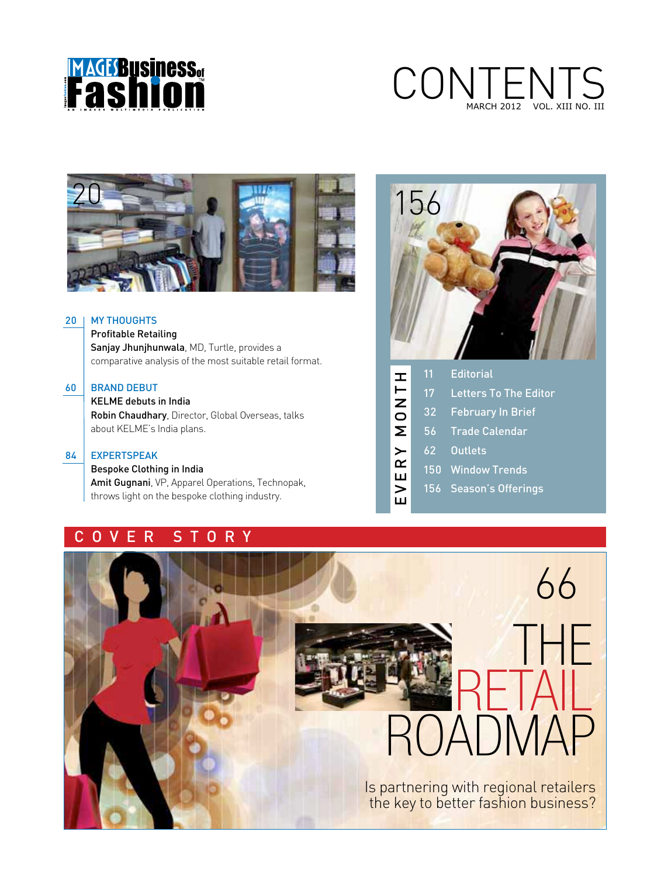# CONTENTS

MARCH 2012 VOL. XIII NO. III

**20 | MY THOUGHTS**

**Profitable Retailing**

**Sanjay Jhunjhunwala**, MD, Turtle, provides a comparative analysis of the most suitable retail format.

**60 | BRAND DEBUT**

**KELME debuts in India**

**Robin Chaudhary**, Director, Global Overseas, talks about KELME's India plans.

**84 | EXPERTSPEAK**

**Bespoke Clothing in India**

**Amit Gugnani**, VP, Apparel Operations, Technopak, throws light on the bespoke clothing industry.

## EVERY MONTH

- 11 Editorial
- 17 Letters To The Editor
- 32 February In Brief
- 56 Trade Calendar
- 62 Outlets
- 150 Window Trends
- 156 Season's Offerings

## COVER STORY

**66 THE RETAIL ROADMAP**

Is partnering with regional retailers the key to better fashion business?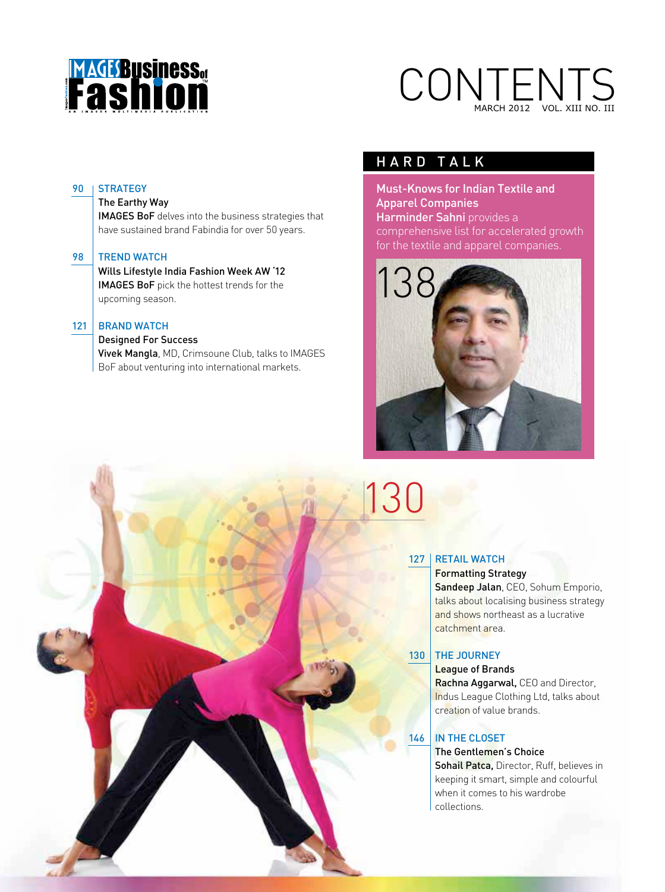# CONTENTS

MARCH 2012 VOL. XIII NO. III

**90 STRATEGY**

**The Earthy Way**

**IMAGES BoF** delves into the business strategies that have sustained brand Fabindia for over 50 years.

**98 TREND WATCH**

**Wills Lifestyle India Fashion Week AW '12**

**IMAGES BoF** pick the hottest trends for the upcoming season.

**121 BRAND WATCH**

**Designed For Success**

**Vivek Mangla**, MD, Crimsoune Club, talks to IMAGES BoF about venturing into international markets.

## HARD TALK

**Must-Knows for Indian Textile and Apparel Companies**

**Harminder Sahni** provides a comprehensive list for accelerated growth for the textile and apparel companies.

138

130

**127 RETAIL WATCH**

**Formatting Strategy**

**Sandeep Jalan**, CEO, Sohum Emporio, talks about localising business strategy and shows northeast as a lucrative catchment area.

**130 THE JOURNEY**

**League of Brands**

**Rachna Aggarwal,** CEO and Director, Indus League Clothing Ltd, talks about creation of value brands.

**146 IN THE CLOSET**

**The Gentlemen's Choice**

**Sohail Patca,** Director, Ruff, believes in keeping it smart, simple and colourful when it comes to his wardrobe collections.